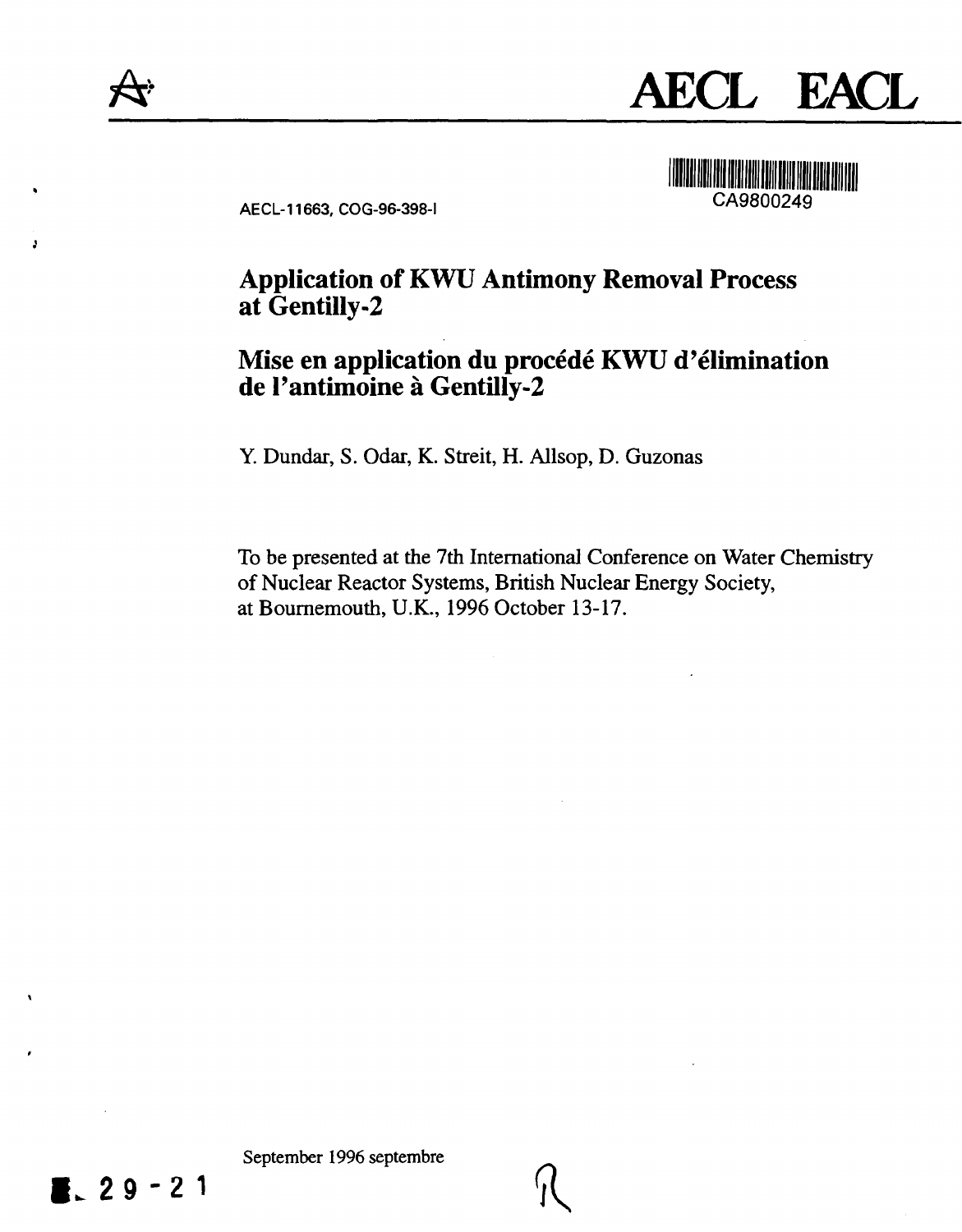AECL EACL

CA9800249

AECL-11663, COG-96-398-I

# Application of KWU Antimony Removal Process at Gentilly-2

# Mise en application du procédé KWU d'élimination de l'antimoine à Gentilly-2

Y. Dundar, S. Odar, K. Streit, H. Allsop, D. Guzonas

To be presented at the 7th International Conference on Water Chemistry of Nuclear Reactor Systems, British Nuclear Energy Society, at Bournemouth, U.K., 1996 October 13-17.

September 1996 septembre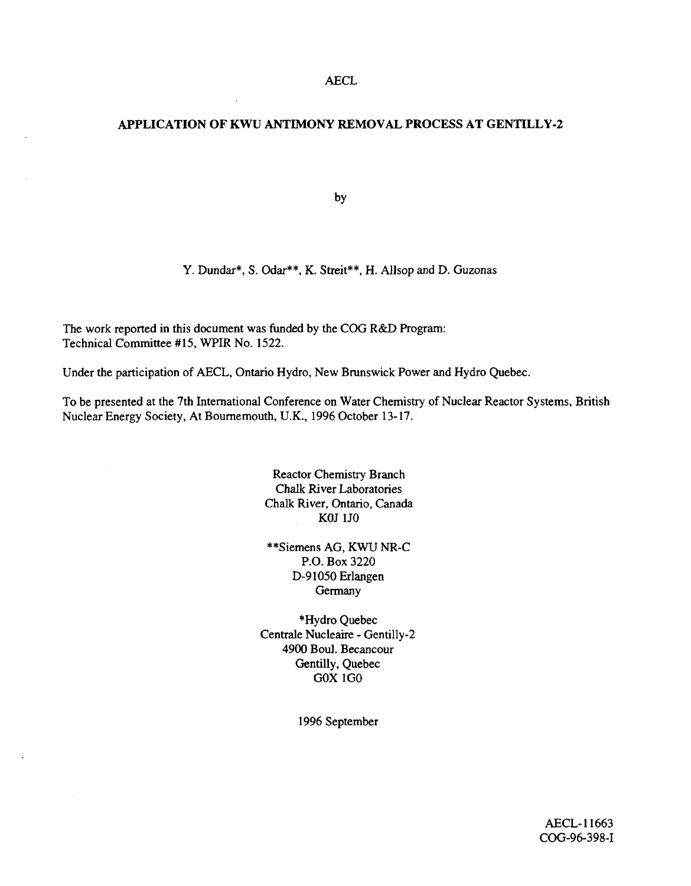AECL

# APPLICATION OF KWU ANTIMONY REMOVAL PROCESS AT GENTILLY-2

by

Y. Dundar*, S. Odar**, K. Streit**, H. Allsop and D. Guzonas

The work reported in this document was funded by the COG R&D Program:
Technical Committee #15, WPIR No. 1522.

Under the participation of AECL, Ontario Hydro, New Brunswick Power and Hydro Quebec.

To be presented at the 7th International Conference on Water Chemistry of Nuclear Reactor Systems, British Nuclear Energy Society, At Bournemouth, U.K., 1996 October 13-17.

Reactor Chemistry Branch
Chalk River Laboratories
Chalk River, Ontario, Canada
K0J 1J0

**Siemens AG, KWU NR-C
P.O. Box 3220
D-91050 Erlangen
Germany

*Hydro Quebec
Centrale Nucleaire - Gentilly-2
4900 Boul. Becancour
Gentilly, Quebec
G0X 1G0

1996 September

AECL-11663
COG-96-398-I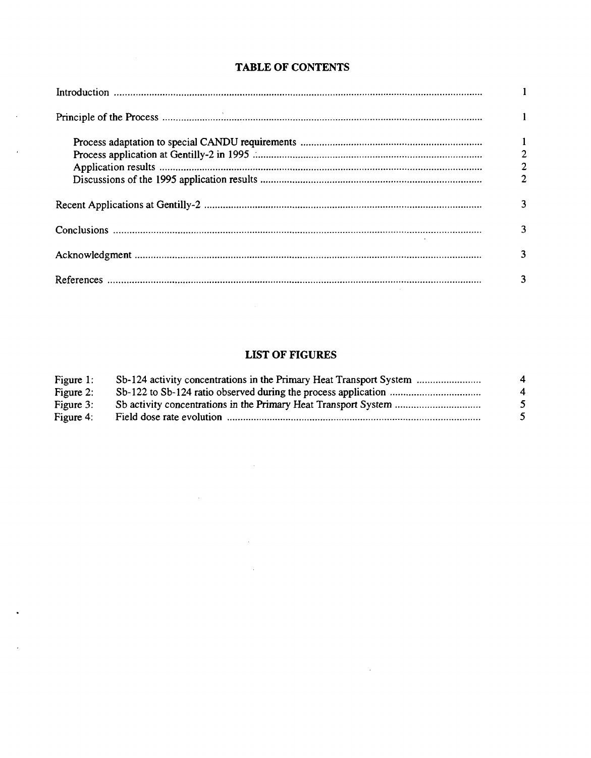## TABLE OF CONTENTS

| | |
|---|---|
| Introduction | 1 |
| Principle of the Process | 1 |
| Process adaptation to special CANDU requirements | 1 |
| Process application at Gentilly-2 in 1995 | 2 |
| Application results | 2 |
| Discussions of the 1995 application results | 2 |
| Recent Applications at Gentilly-2 | 3 |
| Conclusions | 3 |
| Acknowledgment | 3 |
| References | 3 |

## LIST OF FIGURES

| | | |
|---|---|---|
| Figure 1: | Sb-124 activity concentrations in the Primary Heat Transport System | 4 |
| Figure 2: | Sb-122 to Sb-124 ratio observed during the process application | 4 |
| Figure 3: | Sb activity concentrations in the Primary Heat Transport System | 5 |
| Figure 4: | Field dose rate evolution | 5 |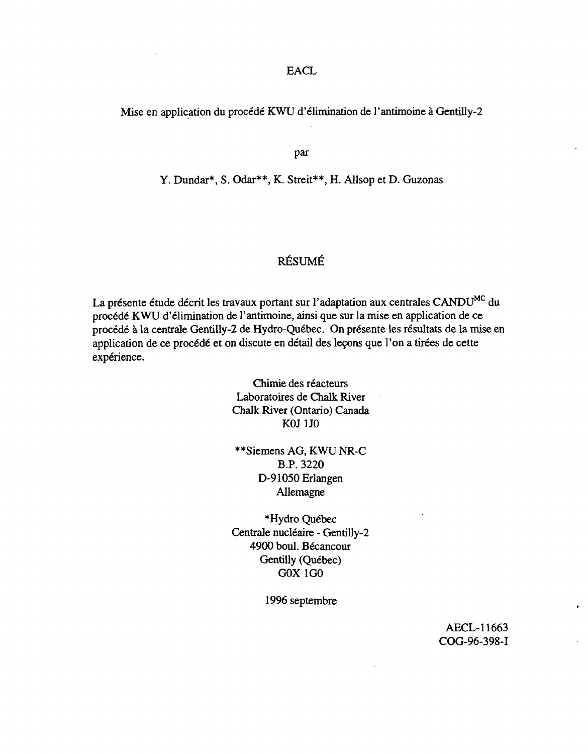EACL

Mise en application du procédé KWU d'élimination de l'antimoine à Gentilly-2

par

Y. Dundar*, S. Odar**, K. Streit**, H. Allsop et D. Guzonas

## RÉSUMÉ

La présente étude décrit les travaux portant sur l'adaptation aux centrales CANDU[MC] du procédé KWU d'élimination de l'antimoine, ainsi que sur la mise en application de ce procédé à la centrale Gentilly-2 de Hydro-Québec. On présente les résultats de la mise en application de ce procédé et on discute en détail des leçons que l'on a tirées de cette expérience.

Chimie des réacteurs
Laboratoires de Chalk River
Chalk River (Ontario) Canada
K0J 1J0

**Siemens AG, KWU NR-C
B.P. 3220
D-91050 Erlangen
Allemagne

*Hydro Québec
Centrale nucléaire - Gentilly-2
4900 boul. Bécancour
Gentilly (Québec)
G0X 1G0

1996 septembre

AECL-11663
COG-96-398-I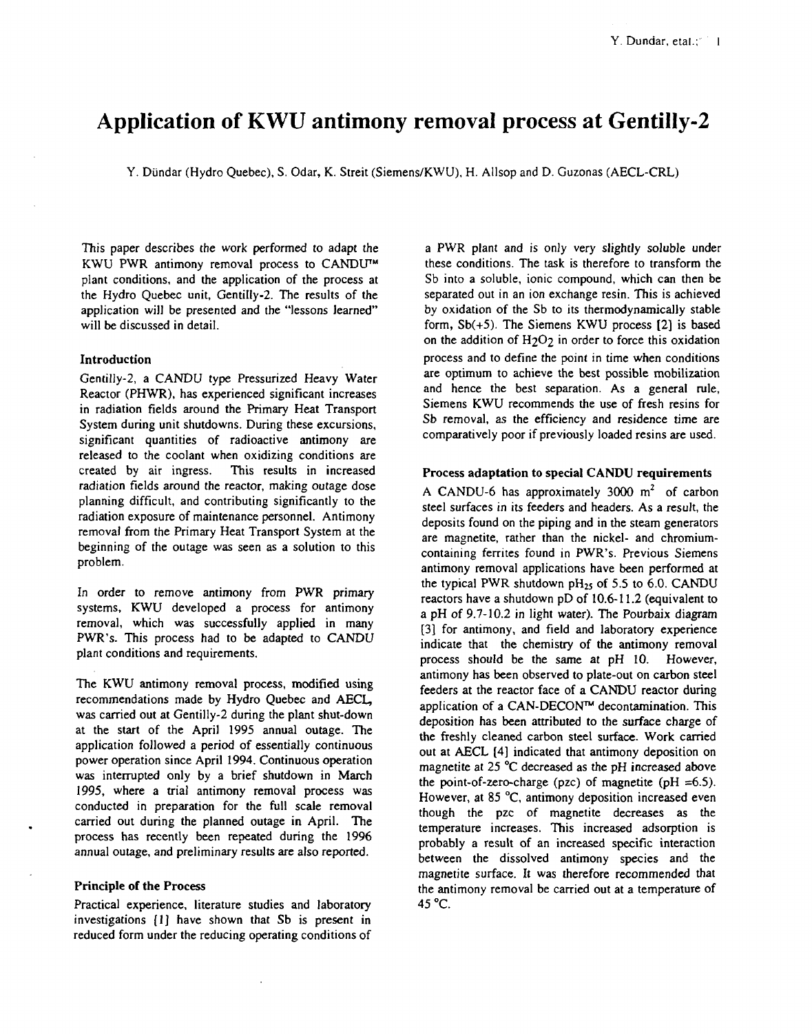# Application of KWU antimony removal process at Gentilly-2

Y. Dündar (Hydro Quebec), S. Odar, K. Streit (Siemens/KWU), H. Allsop and D. Guzonas (AECL-CRL)

This paper describes the work performed to adapt the KWU PWR antimony removal process to CANDU™ plant conditions, and the application of the process at the Hydro Quebec unit, Gentilly-2. The results of the application will be presented and the "lessons learned" will be discussed in detail.

### Introduction

Gentilly-2, a CANDU type Pressurized Heavy Water Reactor (PHWR), has experienced significant increases in radiation fields around the Primary Heat Transport System during unit shutdowns. During these excursions, significant quantities of radioactive antimony are released to the coolant when oxidizing conditions are created by air ingress. This results in increased radiation fields around the reactor, making outage dose planning difficult, and contributing significantly to the radiation exposure of maintenance personnel. Antimony removal from the Primary Heat Transport System at the beginning of the outage was seen as a solution to this problem.

In order to remove antimony from PWR primary systems, KWU developed a process for antimony removal, which was successfully applied in many PWR's. This process had to be adapted to CANDU plant conditions and requirements.

The KWU antimony removal process, modified using recommendations made by Hydro Quebec and AECL, was carried out at Gentilly-2 during the plant shut-down at the start of the April 1995 annual outage. The application followed a period of essentially continuous power operation since April 1994. Continuous operation was interrupted only by a brief shutdown in March 1995, where a trial antimony removal process was conducted in preparation for the full scale removal carried out during the planned outage in April. The process has recently been repeated during the 1996 annual outage, and preliminary results are also reported.

### Principle of the Process

Practical experience, literature studies and laboratory investigations [1] have shown that Sb is present in reduced form under the reducing operating conditions of a PWR plant and is only very slightly soluble under these conditions. The task is therefore to transform the Sb into a soluble, ionic compound, which can then be separated out in an ion exchange resin. This is achieved by oxidation of the Sb to its thermodynamically stable form, Sb(+5). The Siemens KWU process [2] is based on the addition of $H_2O_2$ in order to force this oxidation process and to define the point in time when conditions are optimum to achieve the best possible mobilization and hence the best separation. As a general rule, Siemens KWU recommends the use of fresh resins for Sb removal, as the efficiency and residence time are comparatively poor if previously loaded resins are used.

### Process adaptation to special CANDU requirements

A CANDU-6 has approximately 3000 $m^2$ of carbon steel surfaces in its feeders and headers. As a result, the deposits found on the piping and in the steam generators are magnetite, rather than the nickel- and chromium-containing ferrites found in PWR's. Previous Siemens antimony removal applications have been performed at the typical PWR shutdown $pH_{25}$ of 5.5 to 6.0. CANDU reactors have a shutdown pD of 10.6-11.2 (equivalent to a pH of 9.7-10.2 in light water). The Pourbaix diagram [3] for antimony, and field and laboratory experience indicate that the chemistry of the antimony removal process should be the same at pH 10. However, antimony has been observed to plate-out on carbon steel feeders at the reactor face of a CANDU reactor during application of a CAN-DECON™ decontamination. This deposition has been attributed to the surface charge of the freshly cleaned carbon steel surface. Work carried out at AECL [4] indicated that antimony deposition on magnetite at 25 °C decreased as the pH increased above the point-of-zero-charge (pzc) of magnetite (pH =6.5). However, at 85 °C, antimony deposition increased even though the pzc of magnetite decreases as the temperature increases. This increased adsorption is probably a result of an increased specific interaction between the dissolved antimony species and the magnetite surface. It was therefore recommended that the antimony removal be carried out at a temperature of 45 °C.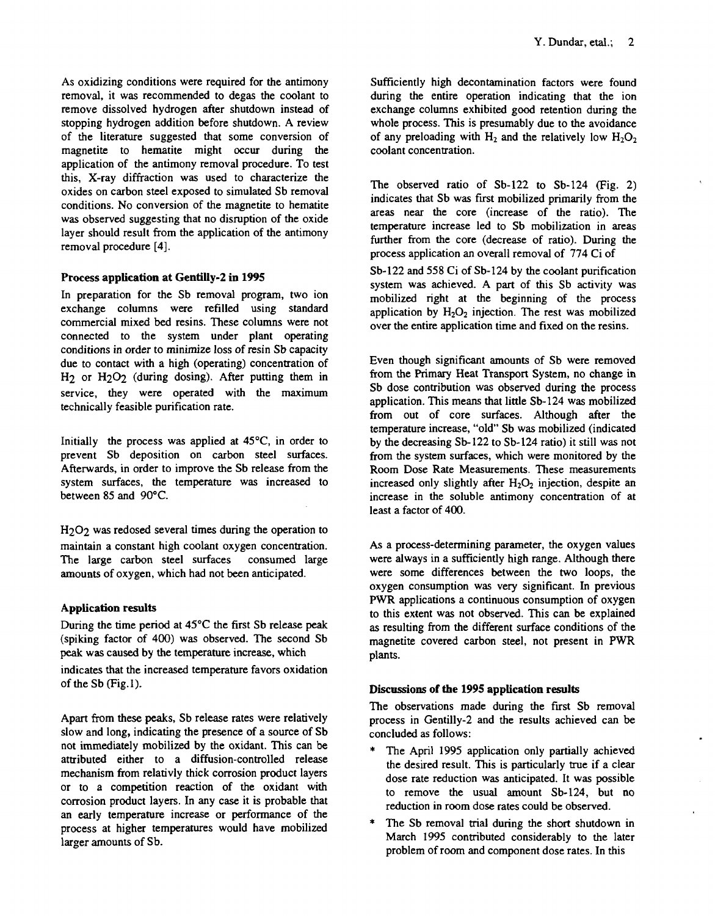As oxidizing conditions were required for the antimony removal, it was recommended to degas the coolant to remove dissolved hydrogen after shutdown instead of stopping hydrogen addition before shutdown. A review of the literature suggested that some conversion of magnetite to hematite might occur during the application of the antimony removal procedure. To test this, X-ray diffraction was used to characterize the oxides on carbon steel exposed to simulated Sb removal conditions. No conversion of the magnetite to hematite was observed suggesting that no disruption of the oxide layer should result from the application of the antimony removal procedure [4].

### Process application at Gentilly-2 in 1995

In preparation for the Sb removal program, two ion exchange columns were refilled using standard commercial mixed bed resins. These columns were not connected to the system under plant operating conditions in order to minimize loss of resin Sb capacity due to contact with a high (operating) concentration of $H_2$ or $H_2O_2$ (during dosing). After putting them in service, they were operated with the maximum technically feasible purification rate.

Initially the process was applied at 45°C, in order to prevent Sb deposition on carbon steel surfaces. Afterwards, in order to improve the Sb release from the system surfaces, the temperature was increased to between 85 and 90°C.

$H_2O_2$ was redosed several times during the operation to maintain a constant high coolant oxygen concentration. The large carbon steel surfaces consumed large amounts of oxygen, which had not been anticipated.

### Application results

During the time period at 45°C the first Sb release peak (spiking factor of 400) was observed. The second Sb peak was caused by the temperature increase, which indicates that the increased temperature favors oxidation of the Sb (Fig.1).

Apart from these peaks, Sb release rates were relatively slow and long, indicating the presence of a source of Sb not immediately mobilized by the oxidant. This can be attributed either to a diffusion-controlled release mechanism from relativly thick corrosion product layers or to a competition reaction of the oxidant with corrosion product layers. In any case it is probable that an early temperature increase or performance of the process at higher temperatures would have mobilized larger amounts of Sb.

Sufficiently high decontamination factors were found during the entire operation indicating that the ion exchange columns exhibited good retention during the whole process. This is presumably due to the avoidance of any preloading with $H_2$ and the relatively low $H_2O_2$ coolant concentration.

The observed ratio of Sb-122 to Sb-124 (Fig. 2) indicates that Sb was first mobilized primarily from the areas near the core (increase of the ratio). The temperature increase led to Sb mobilization in areas further from the core (decrease of ratio). During the process application an overall removal of 774 Ci of Sb-122 and 558 Ci of Sb-124 by the coolant purification system was achieved. A part of this Sb activity was mobilized right at the beginning of the process application by $H_2O_2$ injection. The rest was mobilized over the entire application time and fixed on the resins.

Even though significant amounts of Sb were removed from the Primary Heat Transport System, no change in Sb dose contribution was observed during the process application. This means that little Sb-124 was mobilized from out of core surfaces. Although after the temperature increase, "old" Sb was mobilized (indicated by the decreasing Sb-122 to Sb-124 ratio) it still was not from the system surfaces, which were monitored by the Room Dose Rate Measurements. These measurements increased only slightly after $H_2O_2$ injection, despite an increase in the soluble antimony concentration of at least a factor of 400.

As a process-determining parameter, the oxygen values were always in a sufficiently high range. Although there were some differences between the two loops, the oxygen consumption was very significant. In previous PWR applications a continuous consumption of oxygen to this extent was not observed. This can be explained as resulting from the different surface conditions of the magnetite covered carbon steel, not present in PWR plants.

### Discussions of the 1995 application results

The observations made during the first Sb removal process in Gentilly-2 and the results achieved can be concluded as follows:

* The April 1995 application only partially achieved the desired result. This is particularly true if a clear dose rate reduction was anticipated. It was possible to remove the usual amount Sb-124, but no reduction in room dose rates could be observed.
* The Sb removal trial during the short shutdown in March 1995 contributed considerably to the later problem of room and component dose rates. In this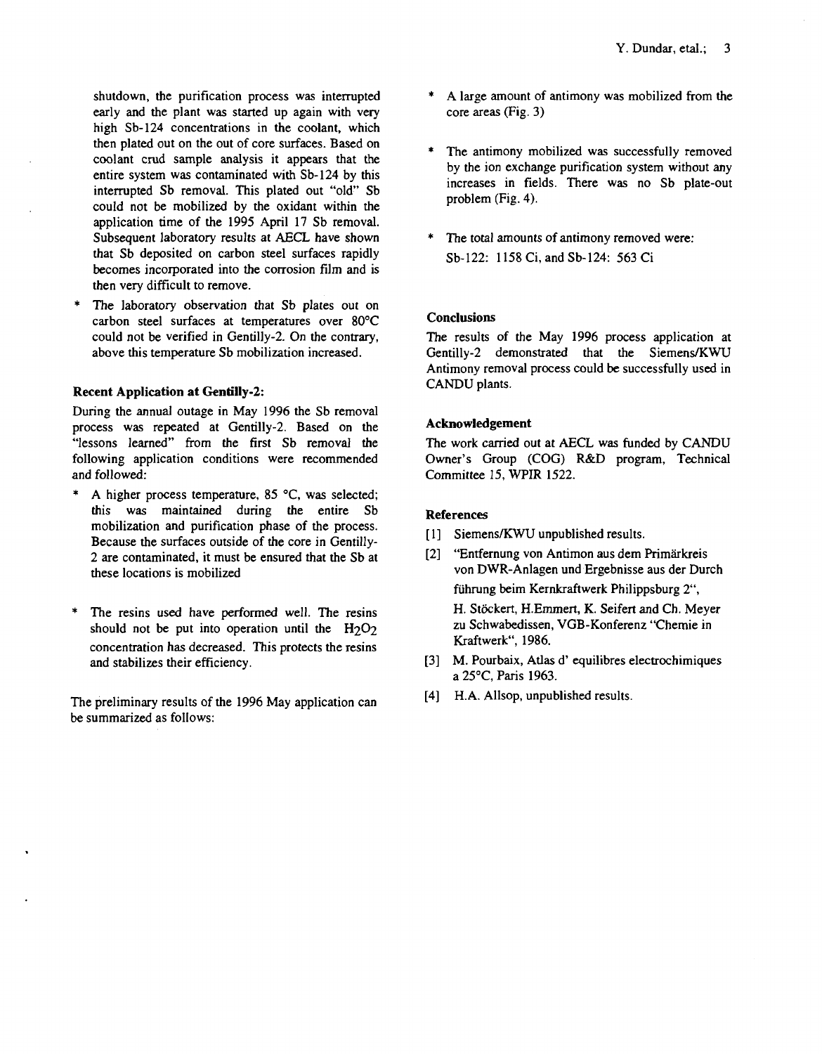shutdown, the purification process was interrupted early and the plant was started up again with very high Sb-124 concentrations in the coolant, which then plated out on the out of core surfaces. Based on coolant crud sample analysis it appears that the entire system was contaminated with Sb-124 by this interrupted Sb removal. This plated out "old" Sb could not be mobilized by the oxidant within the application time of the 1995 April 17 Sb removal. Subsequent laboratory results at AECL have shown that Sb deposited on carbon steel surfaces rapidly becomes incorporated into the corrosion film and is then very difficult to remove.

* The laboratory observation that Sb plates out on carbon steel surfaces at temperatures over 80°C could not be verified in Gentilly-2. On the contrary, above this temperature Sb mobilization increased.

### Recent Application at Gentilly-2:

During the annual outage in May 1996 the Sb removal process was repeated at Gentilly-2. Based on the "lessons learned" from the first Sb removal the following application conditions were recommended and followed:

* A higher process temperature, 85 °C, was selected; this was maintained during the entire Sb mobilization and purification phase of the process. Because the surfaces outside of the core in Gentilly-2 are contaminated, it must be ensured that the Sb at these locations is mobilized

* The resins used have performed well. The resins should not be put into operation until the $H_2O_2$ concentration has decreased. This protects the resins and stabilizes their efficiency.

The preliminary results of the 1996 May application can be summarized as follows:

* A large amount of antimony was mobilized from the core areas (Fig. 3)

* The antimony mobilized was successfully removed by the ion exchange purification system without any increases in fields. There was no Sb plate-out problem (Fig. 4).

* The total amounts of antimony removed were:
  Sb-122: 1158 Ci, and Sb-124: 563 Ci

### Conclusions

The results of the May 1996 process application at Gentilly-2 demonstrated that the Siemens/KWU Antimony removal process could be successfully used in CANDU plants.

### Acknowledgement

The work carried out at AECL was funded by CANDU Owner's Group (COG) R&D program, Technical Committee 15, WPIR 1522.

### References

[1] Siemens/KWU unpublished results.

[2] "Entfernung von Antimon aus dem Primärkreis von DWR-Anlagen und Ergebnisse aus der Durch führung beim Kernkraftwerk Philippsburg 2", H. Stöckert, H.Emmert, K. Seifert and Ch. Meyer zu Schwabedissen, VGB-Konferenz "Chemie in Kraftwerk", 1986.

[3] M. Pourbaix, Atlas d' equilibres electrochimiques a 25°C, Paris 1963.

[4] H.A. Allsop, unpublished results.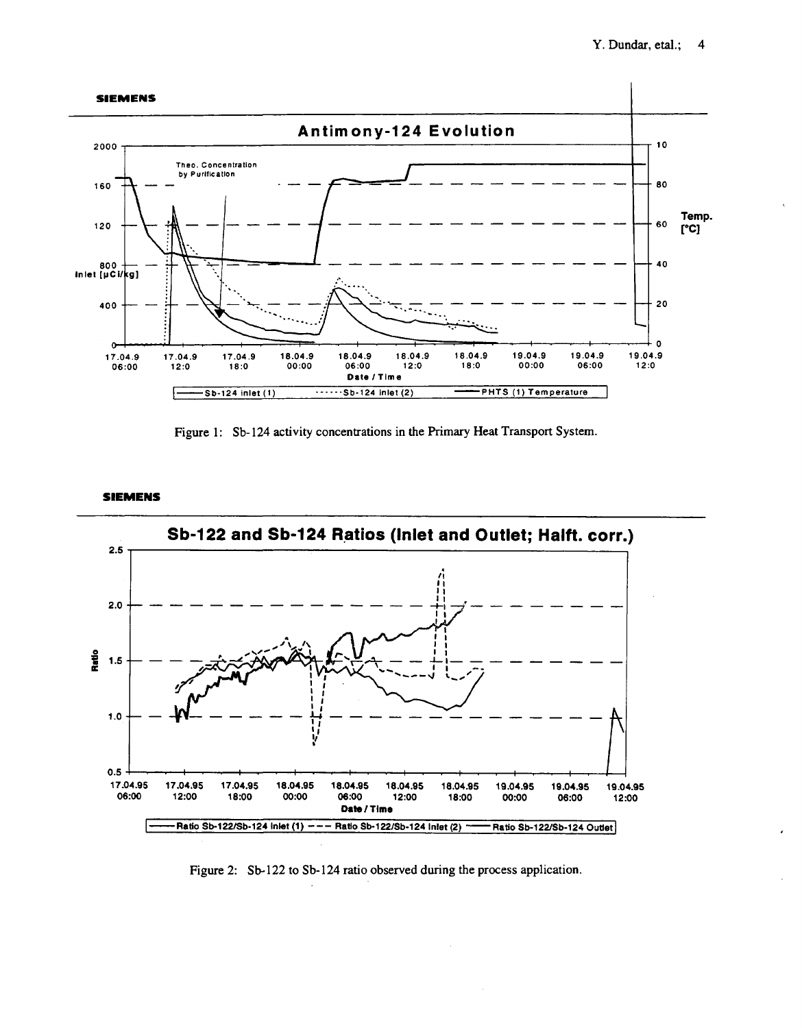Figure 1: Sb-124 activity concentrations in the Primary Heat Transport System.

Figure 2: Sb-122 to Sb-124 ratio observed during the process application.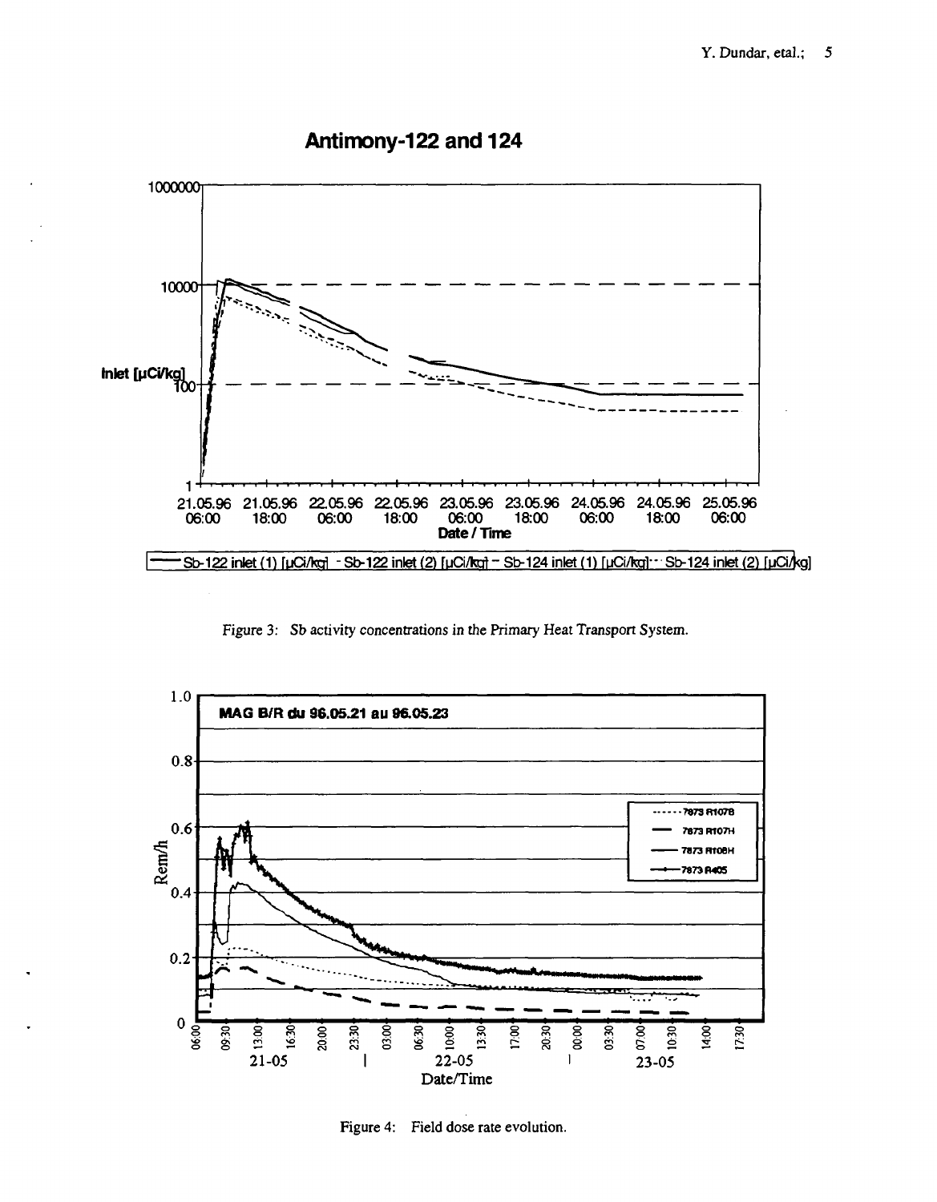Figure 3: Sb activity concentrations in the Primary Heat Transport System.

Figure 4: Field dose rate evolution.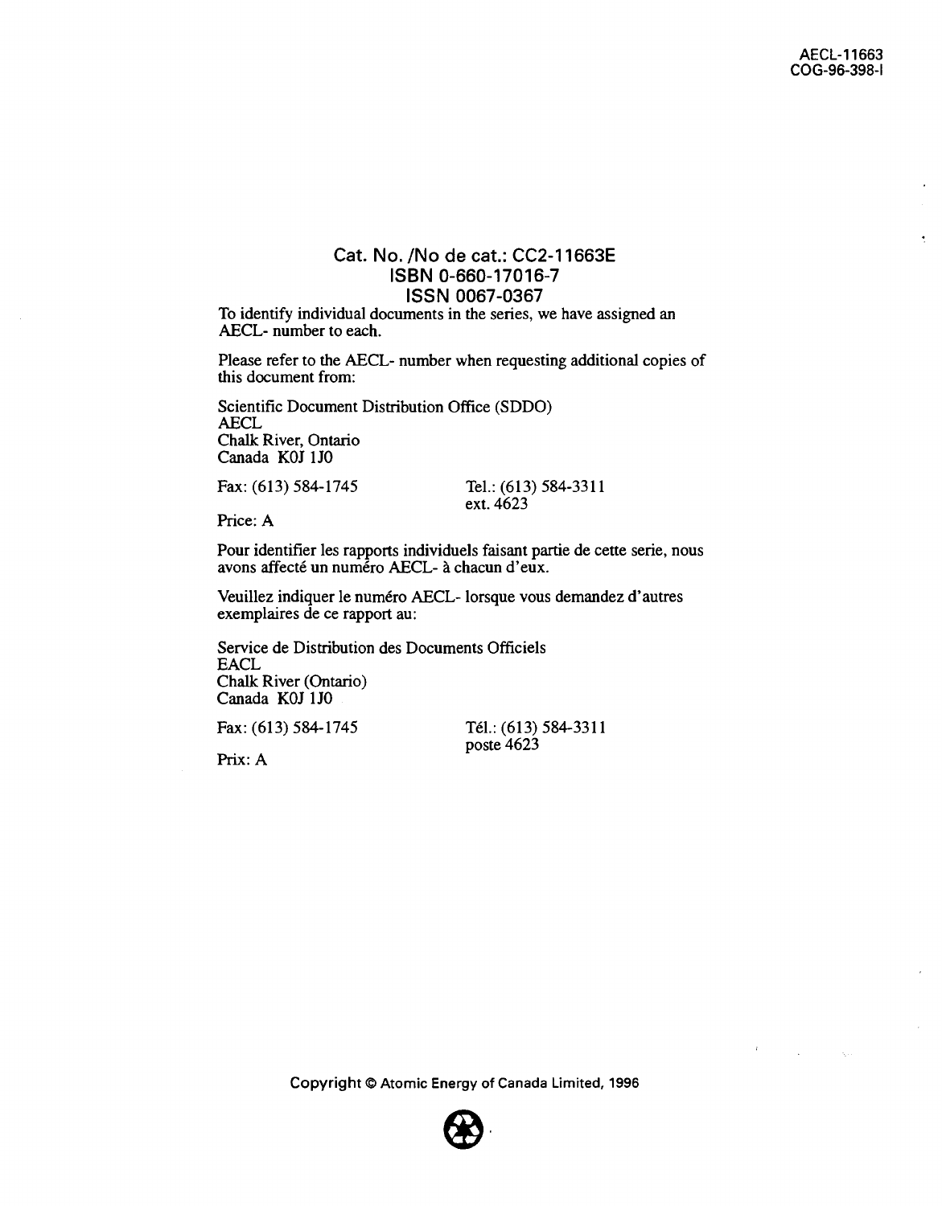AECL-11663
COG-96-398-I

**Cat. No. /No de cat.: CC2-11663E**
**ISBN 0-660-17016-7**
**ISSN 0067-0367**

To identify individual documents in the series, we have assigned an AECL- number to each.

Please refer to the AECL- number when requesting additional copies of this document from:

Scientific Document Distribution Office (SDDO)
AECL
Chalk River, Ontario
Canada K0J 1J0

Fax: (613) 584-1745
Tel.: (613) 584-3311
ext. 4623

Price: A

Pour identifier les rapports individuels faisant partie de cette serie, nous avons affecté un numéro AECL- à chacun d'eux.

Veuillez indiquer le numéro AECL- lorsque vous demandez d'autres exemplaires de ce rapport au:

Service de Distribution des Documents Officiels
EACL
Chalk River (Ontario)
Canada K0J 1J0

Fax: (613) 584-1745
Tél.: (613) 584-3311
poste 4623

Prix: A

Copyright © Atomic Energy of Canada Limited, 1996